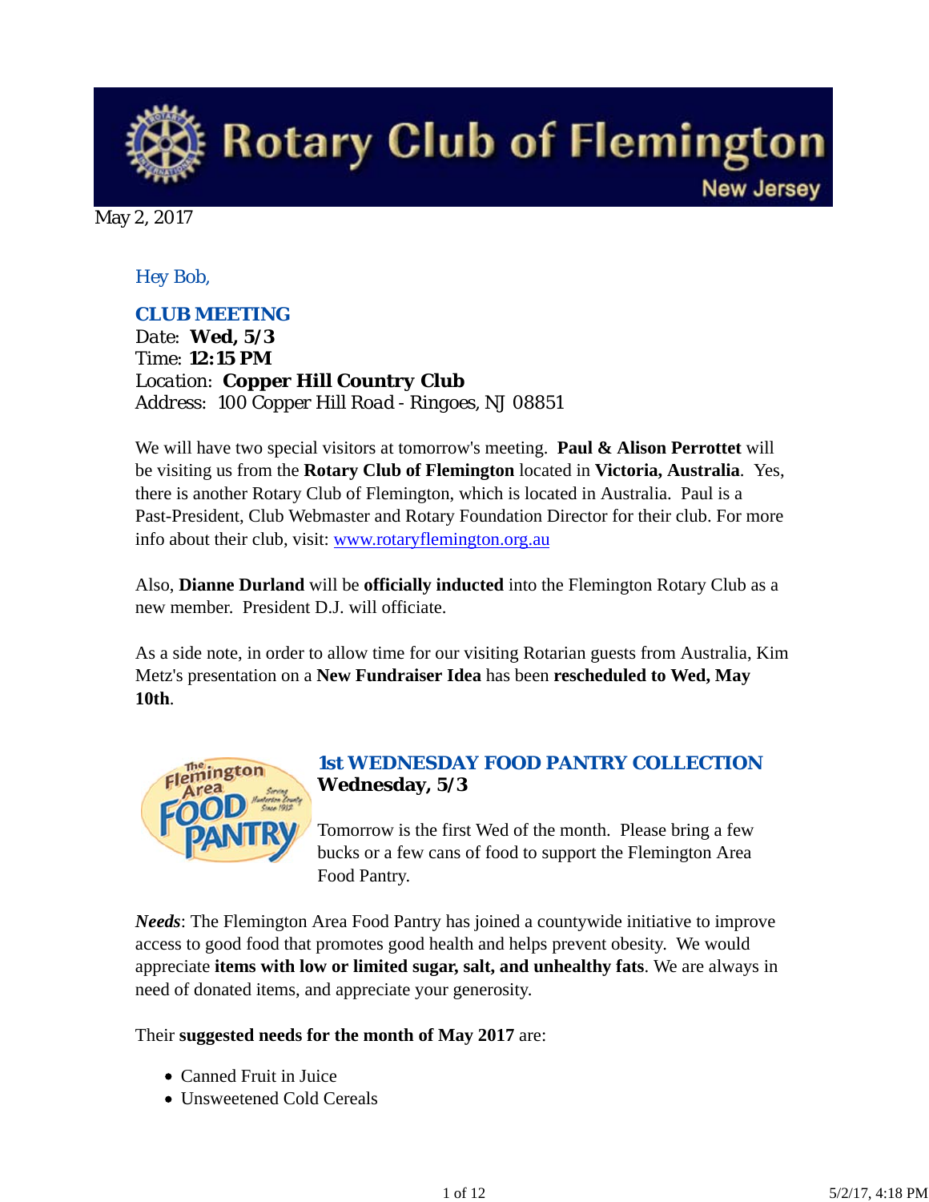# Rotary Club of Flemington

New Jersey

May 2, 2017

*Hey Bob,*

### CLUB MEETING

Date: **Wed, 5/3**
Time: **12:15 PM**
Location: **Copper Hill Country Club**
Address: 100 Copper Hill Road - Ringoes, NJ 08851

We will have two special visitors at tomorrow's meeting. **Paul & Alison Perrottet** will be visiting us from the **Rotary Club of Flemington** located in **Victoria, Australia**. Yes, there is another Rotary Club of Flemington, which is located in Australia. Paul is a Past-President, Club Webmaster and Rotary Foundation Director for their club. For more info about their club, visit: [www.rotaryflemington.org.au](http://www.rotaryflemington.org.au)

Also, **Dianne Durland** will be **officially inducted** into the Flemington Rotary Club as a new member. President D.J. will officiate.

As a side note, in order to allow time for our visiting Rotarian guests from Australia, Kim Metz's presentation on a **New Fundraiser Idea** has been **rescheduled to Wed, May 10th**.

### 1st WEDNESDAY FOOD PANTRY COLLECTION

**Wednesday, 5/3**

Tomorrow is the first Wed of the month. Please bring a few bucks or a few cans of food to support the Flemington Area Food Pantry.

***Needs***: The Flemington Area Food Pantry has joined a countywide initiative to improve access to good food that promotes good health and helps prevent obesity. We would appreciate **items with low or limited sugar, salt, and unhealthy fats**. We are always in need of donated items, and appreciate your generosity.

Their **suggested needs for the month of May 2017** are:

- Canned Fruit in Juice
- Unsweetened Cold Cereals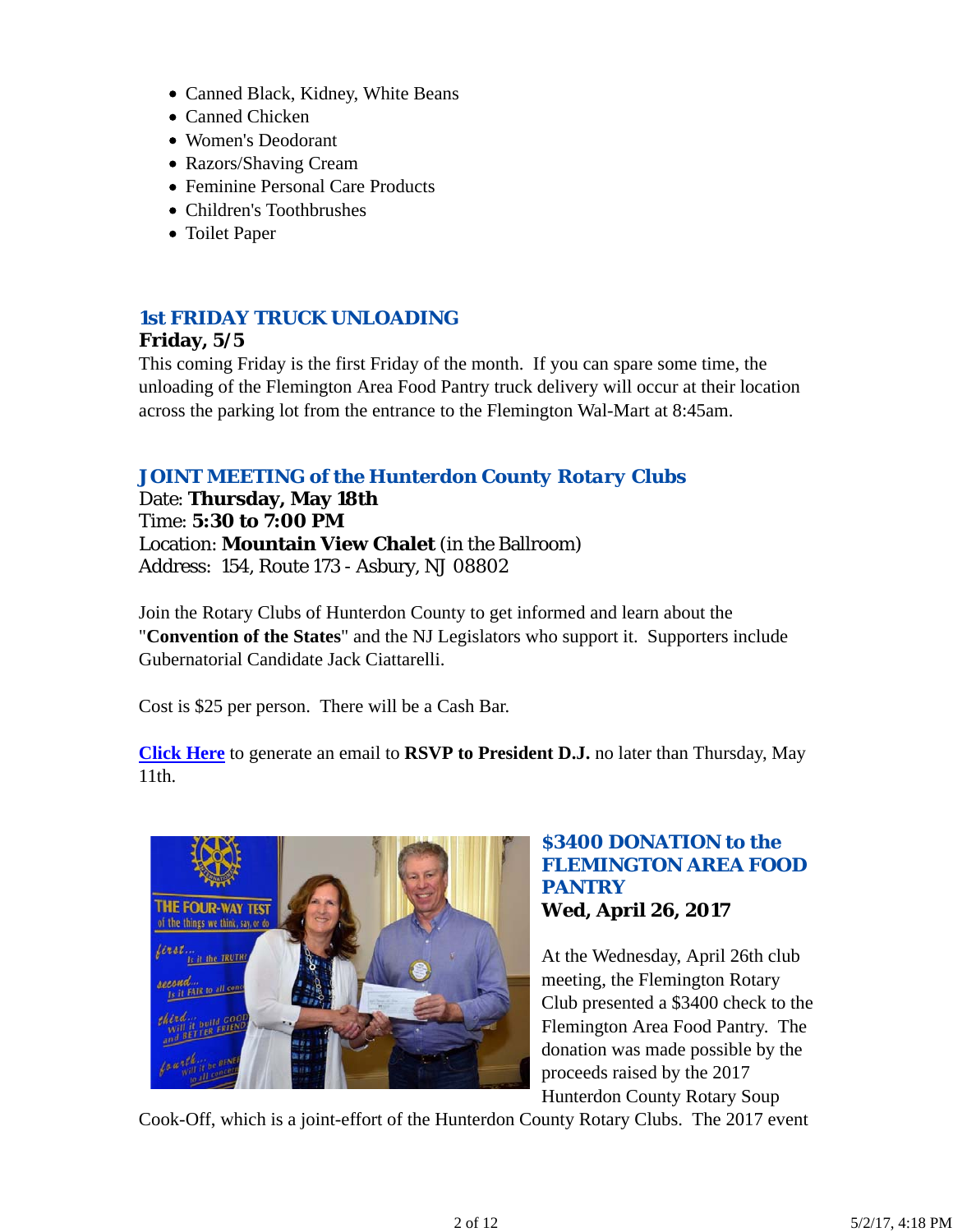- Canned Black, Kidney, White Beans
- Canned Chicken
- Women's Deodorant
- Razors/Shaving Cream
- Feminine Personal Care Products
- Children's Toothbrushes
- Toilet Paper

### 1st FRIDAY TRUCK UNLOADING

**Friday, 5/5**

This coming Friday is the first Friday of the month. If you can spare some time, the unloading of the Flemington Area Food Pantry truck delivery will occur at their location across the parking lot from the entrance to the Flemington Wal-Mart at 8:45am.

### JOINT MEETING of the Hunterdon County Rotary Clubs

Date: **Thursday, May 18th**
Time: **5:30 to 7:00 PM**
Location: **Mountain View Chalet** (in the Ballroom)
Address: 154, Route 173 - Asbury, NJ 08802

Join the Rotary Clubs of Hunterdon County to get informed and learn about the "**Convention of the States**" and the NJ Legislators who support it. Supporters include Gubernatorial Candidate Jack Ciattarelli.

Cost is $25 per person. There will be a Cash Bar.

**Click Here** to generate an email to **RSVP to President D.J.** no later than Thursday, May 11th.

### $3400 DONATION to the FLEMINGTON AREA FOOD PANTRY

**Wed, April 26, 2017**

At the Wednesday, April 26th club meeting, the Flemington Rotary Club presented a $3400 check to the Flemington Area Food Pantry. The donation was made possible by the proceeds raised by the 2017 Hunterdon County Rotary Soup Cook-Off, which is a joint-effort of the Hunterdon County Rotary Clubs. The 2017 event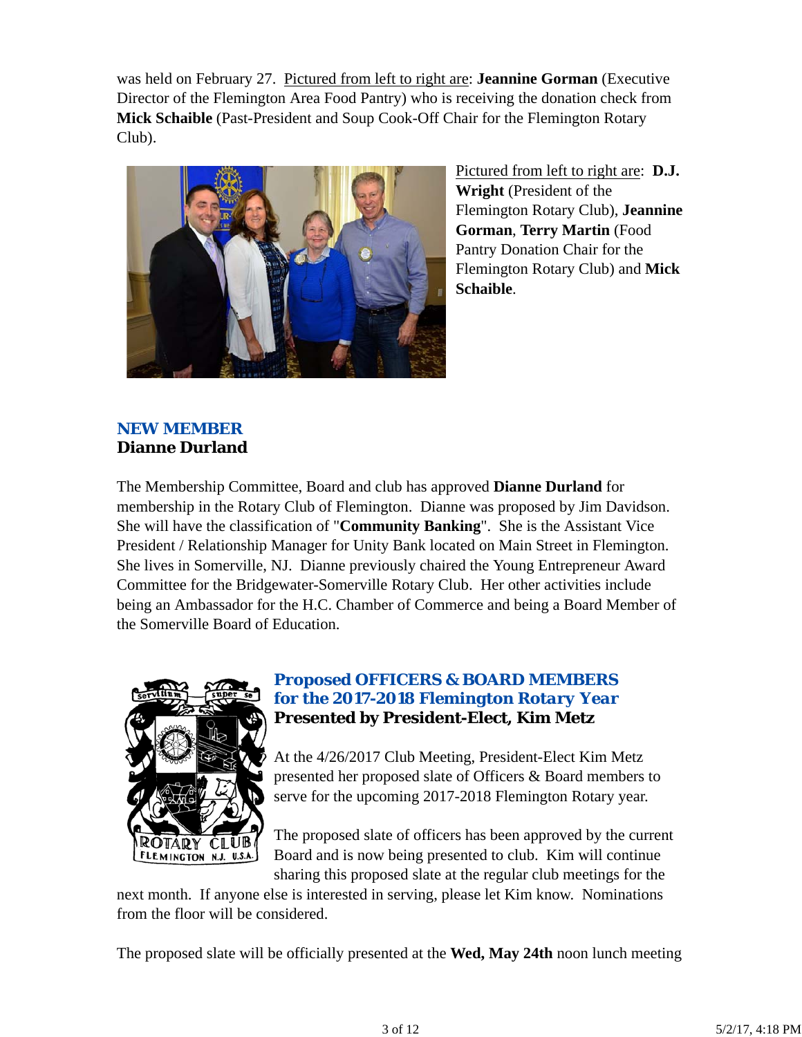was held on February 27. Pictured from left to right are: **Jeannine Gorman** (Executive Director of the Flemington Area Food Pantry) who is receiving the donation check from **Mick Schaible** (Past-President and Soup Cook-Off Chair for the Flemington Rotary Club).

Pictured from left to right are: **D.J. Wright** (President of the Flemington Rotary Club), **Jeannine Gorman**, **Terry Martin** (Food Pantry Donation Chair for the Flemington Rotary Club) and **Mick Schaible**.

## NEW MEMBER
### Dianne Durland

The Membership Committee, Board and club has approved **Dianne Durland** for membership in the Rotary Club of Flemington. Dianne was proposed by Jim Davidson. She will have the classification of "**Community Banking**". She is the Assistant Vice President / Relationship Manager for Unity Bank located on Main Street in Flemington. She lives in Somerville, NJ. Dianne previously chaired the Young Entrepreneur Award Committee for the Bridgewater-Somerville Rotary Club. Her other activities include being an Ambassador for the H.C. Chamber of Commerce and being a Board Member of the Somerville Board of Education.

## Proposed OFFICERS & BOARD MEMBERS for the 2017-2018 Flemington Rotary Year
### Presented by President-Elect, Kim Metz

At the 4/26/2017 Club Meeting, President-Elect Kim Metz presented her proposed slate of Officers & Board members to serve for the upcoming 2017-2018 Flemington Rotary year.

The proposed slate of officers has been approved by the current Board and is now being presented to club. Kim will continue sharing this proposed slate at the regular club meetings for the next month. If anyone else is interested in serving, please let Kim know. Nominations from the floor will be considered.

The proposed slate will be officially presented at the **Wed, May 24th** noon lunch meeting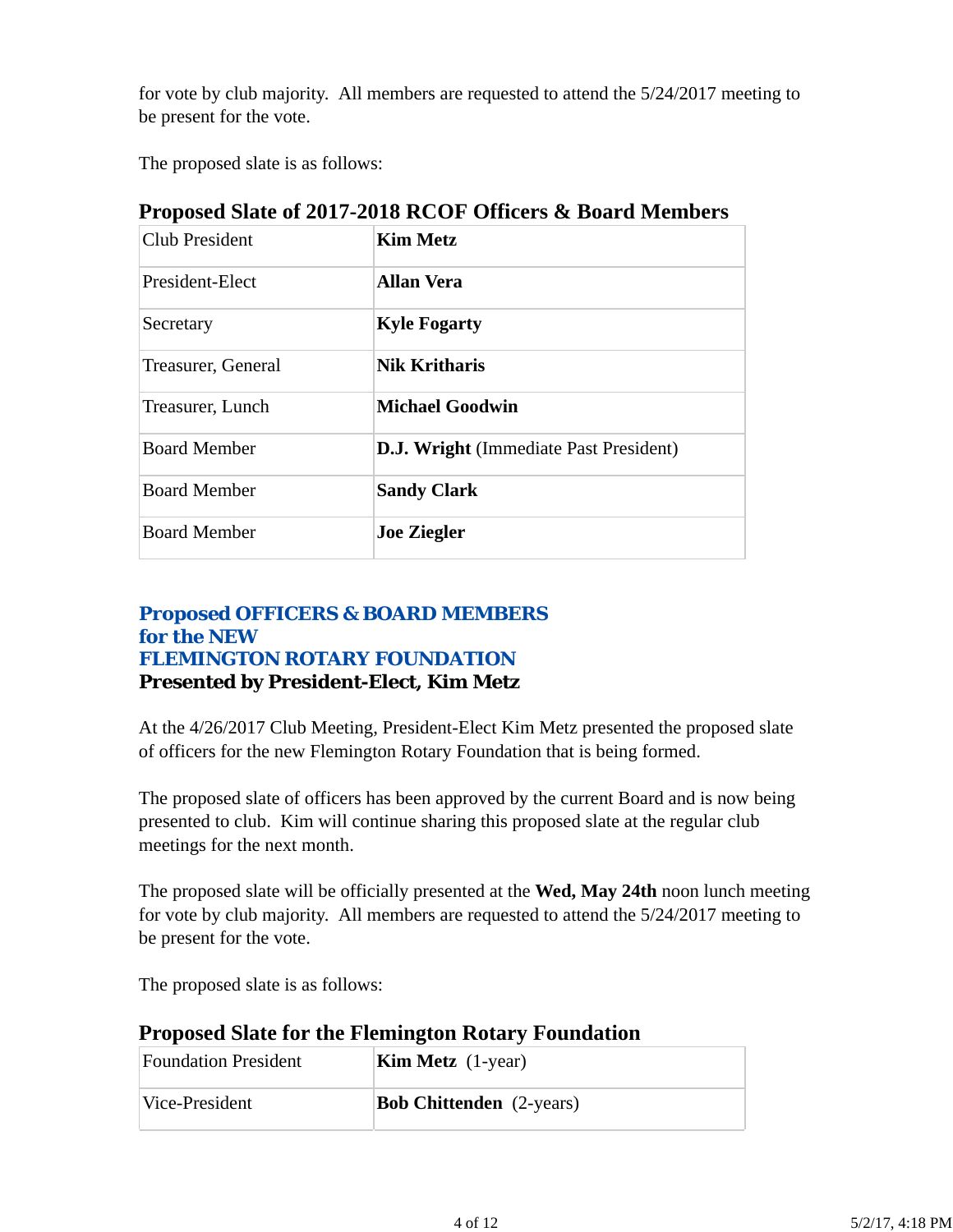for vote by club majority. All members are requested to attend the 5/24/2017 meeting to be present for the vote.

The proposed slate is as follows:

### Proposed Slate of 2017-2018 RCOF Officers & Board Members

| | |
|---|---|
| Club President | **Kim Metz** |
| President-Elect | **Allan Vera** |
| Secretary | **Kyle Fogarty** |
| Treasurer, General | **Nik Kritharis** |
| Treasurer, Lunch | **Michael Goodwin** |
| Board Member | **D.J. Wright** (Immediate Past President) |
| Board Member | **Sandy Clark** |
| Board Member | **Joe Ziegler** |

## Proposed OFFICERS & BOARD MEMBERS for the NEW FLEMINGTON ROTARY FOUNDATION

**Presented by President-Elect, Kim Metz**

At the 4/26/2017 Club Meeting, President-Elect Kim Metz presented the proposed slate of officers for the new Flemington Rotary Foundation that is being formed.

The proposed slate of officers has been approved by the current Board and is now being presented to club. Kim will continue sharing this proposed slate at the regular club meetings for the next month.

The proposed slate will be officially presented at the **Wed, May 24th** noon lunch meeting for vote by club majority. All members are requested to attend the 5/24/2017 meeting to be present for the vote.

The proposed slate is as follows:

### Proposed Slate for the Flemington Rotary Foundation

| | |
|---|---|
| Foundation President | **Kim Metz** (1-year) |
| Vice-President | **Bob Chittenden** (2-years) |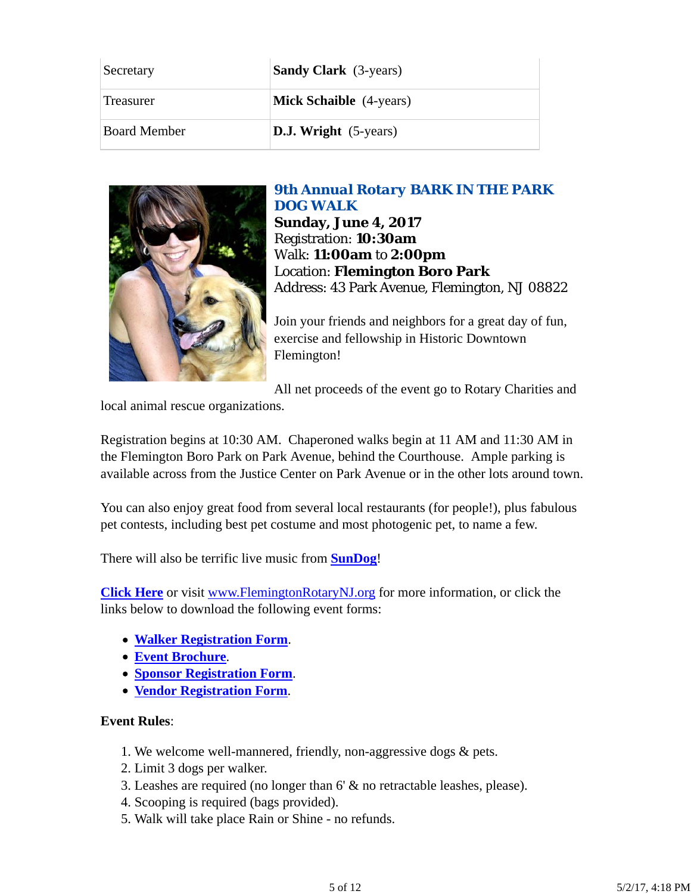| Secretary | **Sandy Clark** (3-years) |
|---|---|
| Treasurer | **Mick Schaible** (4-years) |
| Board Member | **D.J. Wright** (5-years) |

### 9th Annual Rotary BARK IN THE PARK DOG WALK

**Sunday, June 4, 2017**
Registration: **10:30am**
Walk: **11:00am** to **2:00pm**
Location: **Flemington Boro Park**
Address: 43 Park Avenue, Flemington, NJ 08822

Join your friends and neighbors for a great day of fun, exercise and fellowship in Historic Downtown Flemington!

All net proceeds of the event go to Rotary Charities and local animal rescue organizations.

Registration begins at 10:30 AM. Chaperoned walks begin at 11 AM and 11:30 AM in the Flemington Boro Park on Park Avenue, behind the Courthouse. Ample parking is available across from the Justice Center on Park Avenue or in the other lots around town.

You can also enjoy great food from several local restaurants (for people!), plus fabulous pet contests, including best pet costume and most photogenic pet, to name a few.

There will also be terrific live music from **SunDog**!

**Click Here** or visit www.FlemingtonRotaryNJ.org for more information, or click the links below to download the following event forms:

- **Walker Registration Form**.
- **Event Brochure**.
- **Sponsor Registration Form**.
- **Vendor Registration Form**.

**Event Rules**:

1. We welcome well-mannered, friendly, non-aggressive dogs & pets.
2. Limit 3 dogs per walker.
3. Leashes are required (no longer than 6' & no retractable leashes, please).
4. Scooping is required (bags provided).
5. Walk will take place Rain or Shine - no refunds.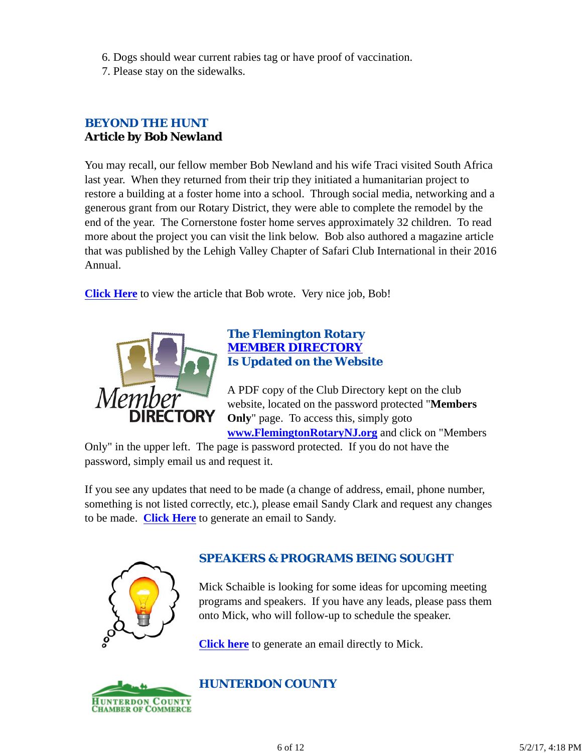6. Dogs should wear current rabies tag or have proof of vaccination.
7. Please stay on the sidewalks.

## BEYOND THE HUNT
**Article by Bob Newland**

You may recall, our fellow member Bob Newland and his wife Traci visited South Africa last year. When they returned from their trip they initiated a humanitarian project to restore a building at a foster home into a school. Through social media, networking and a generous grant from our Rotary District, they were able to complete the remodel by the end of the year. The Cornerstone foster home serves approximately 32 children. To read more about the project you can visit the link below. Bob also authored a magazine article that was published by the Lehigh Valley Chapter of Safari Club International in their 2016 Annual.

**Click Here** to view the article that Bob wrote. Very nice job, Bob!

## *The Flemington Rotary MEMBER DIRECTORY Is Updated on the Website*

A PDF copy of the Club Directory kept on the club website, located on the password protected "**Members Only**" page. To access this, simply goto **www.FlemingtonRotaryNJ.org** and click on "Members Only" in the upper left. The page is password protected. If you do not have the password, simply email us and request it.

If you see any updates that need to be made (a change of address, email, phone number, something is not listed correctly, etc.), please email Sandy Clark and request any changes to be made. **Click Here** to generate an email to Sandy.

## SPEAKERS & PROGRAMS BEING SOUGHT

Mick Schaible is looking for some ideas for upcoming meeting programs and speakers. If you have any leads, please pass them onto Mick, who will follow-up to schedule the speaker.

**Click here** to generate an email directly to Mick.

## HUNTERDON COUNTY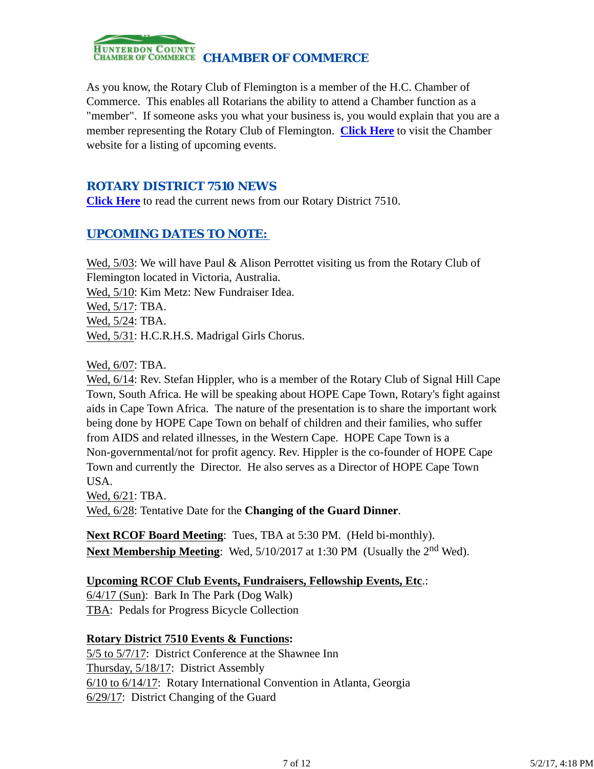## CHAMBER OF COMMERCE

As you know, the Rotary Club of Flemington is a member of the H.C. Chamber of Commerce. This enables all Rotarians the ability to attend a Chamber function as a "member". If someone asks you what your business is, you would explain that you are a member representing the Rotary Club of Flemington. **Click Here** to visit the Chamber website for a listing of upcoming events.

## ROTARY DISTRICT 7510 NEWS

**Click Here** to read the current news from our Rotary District 7510.

## UPCOMING DATES TO NOTE:

Wed, 5/03: We will have Paul & Alison Perrottet visiting us from the Rotary Club of Flemington located in Victoria, Australia.
Wed, 5/10: Kim Metz: New Fundraiser Idea.
Wed, 5/17: TBA.
Wed, 5/24: TBA.
Wed, 5/31: H.C.R.H.S. Madrigal Girls Chorus.

Wed, 6/07: TBA.
Wed, 6/14: Rev. Stefan Hippler, who is a member of the Rotary Club of Signal Hill Cape Town, South Africa. He will be speaking about HOPE Cape Town, Rotary's fight against aids in Cape Town Africa. The nature of the presentation is to share the important work being done by HOPE Cape Town on behalf of children and their families, who suffer from AIDS and related illnesses, in the Western Cape. HOPE Cape Town is a Non-governmental/not for profit agency. Rev. Hippler is the co-founder of HOPE Cape Town and currently the Director. He also serves as a Director of HOPE Cape Town USA.
Wed, 6/21: TBA.
Wed, 6/28: Tentative Date for the **Changing of the Guard Dinner**.

**Next RCOF Board Meeting**: Tues, TBA at 5:30 PM. (Held bi-monthly).
**Next Membership Meeting**: Wed, 5/10/2017 at 1:30 PM (Usually the 2nd Wed).

**Upcoming RCOF Club Events, Fundraisers, Fellowship Events, Etc**.:
6/4/17 (Sun): Bark In The Park (Dog Walk)
TBA: Pedals for Progress Bicycle Collection

**Rotary District 7510 Events & Functions:**
5/5 to 5/7/17: District Conference at the Shawnee Inn
Thursday, 5/18/17: District Assembly
6/10 to 6/14/17: Rotary International Convention in Atlanta, Georgia
6/29/17: District Changing of the Guard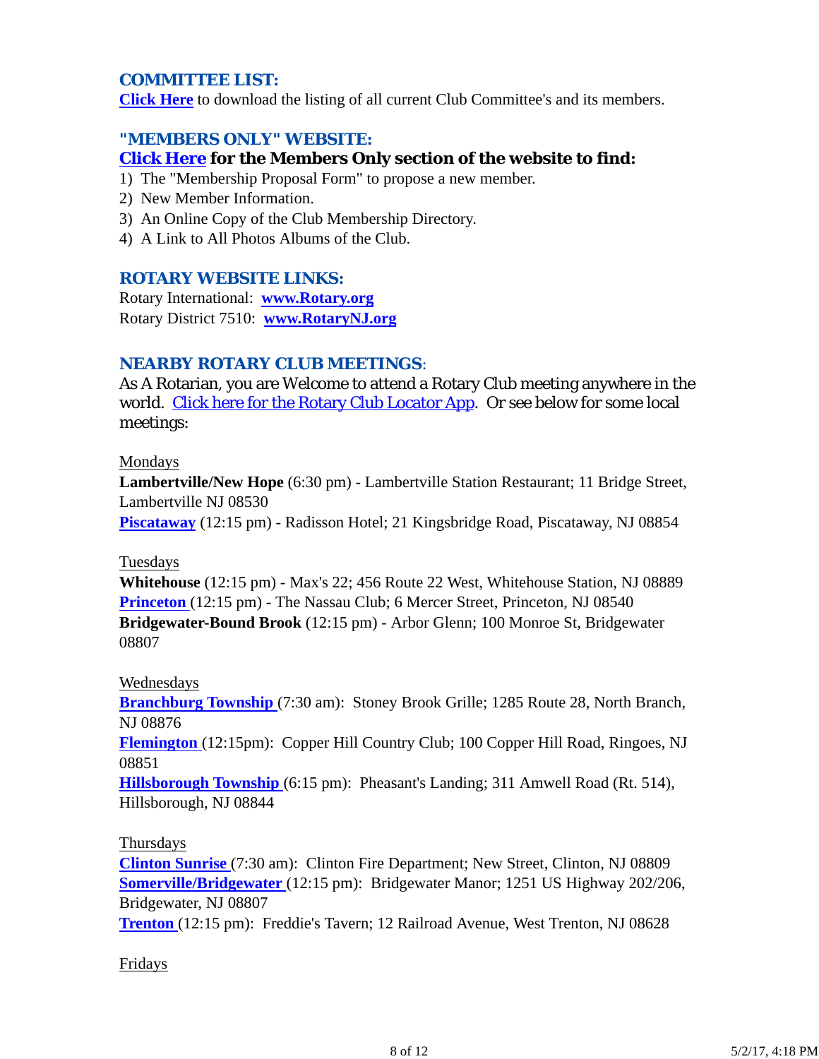### COMMITTEE LIST:

**Click Here** to download the listing of all current Club Committee's and its members.

### "MEMBERS ONLY" WEBSITE:

**Click Here for the Members Only section of the website to find:**

1) The "Membership Proposal Form" to propose a new member.
2) New Member Information.
3) An Online Copy of the Club Membership Directory.
4) A Link to All Photos Albums of the Club.

### ROTARY WEBSITE LINKS:

Rotary International: **www.Rotary.org**
Rotary District 7510: **www.RotaryNJ.org**

### NEARBY ROTARY CLUB MEETINGS:

As A Rotarian, you are Welcome to attend a Rotary Club meeting anywhere in the world. Click here for the Rotary Club Locator App. Or see below for some local meetings:

Mondays

**Lambertville/New Hope** (6:30 pm) - Lambertville Station Restaurant; 11 Bridge Street, Lambertville NJ 08530
**Piscataway** (12:15 pm) - Radisson Hotel; 21 Kingsbridge Road, Piscataway, NJ 08854

Tuesdays

**Whitehouse** (12:15 pm) - Max's 22; 456 Route 22 West, Whitehouse Station, NJ 08889
**Princeton** (12:15 pm) - The Nassau Club; 6 Mercer Street, Princeton, NJ 08540
**Bridgewater-Bound Brook** (12:15 pm) - Arbor Glenn; 100 Monroe St, Bridgewater 08807

Wednesdays

**Branchburg Township** (7:30 am): Stoney Brook Grille; 1285 Route 28, North Branch, NJ 08876
**Flemington** (12:15pm): Copper Hill Country Club; 100 Copper Hill Road, Ringoes, NJ 08851
**Hillsborough Township** (6:15 pm): Pheasant's Landing; 311 Amwell Road (Rt. 514), Hillsborough, NJ 08844

Thursdays

**Clinton Sunrise** (7:30 am): Clinton Fire Department; New Street, Clinton, NJ 08809
**Somerville/Bridgewater** (12:15 pm): Bridgewater Manor; 1251 US Highway 202/206, Bridgewater, NJ 08807
**Trenton** (12:15 pm): Freddie's Tavern; 12 Railroad Avenue, West Trenton, NJ 08628

Fridays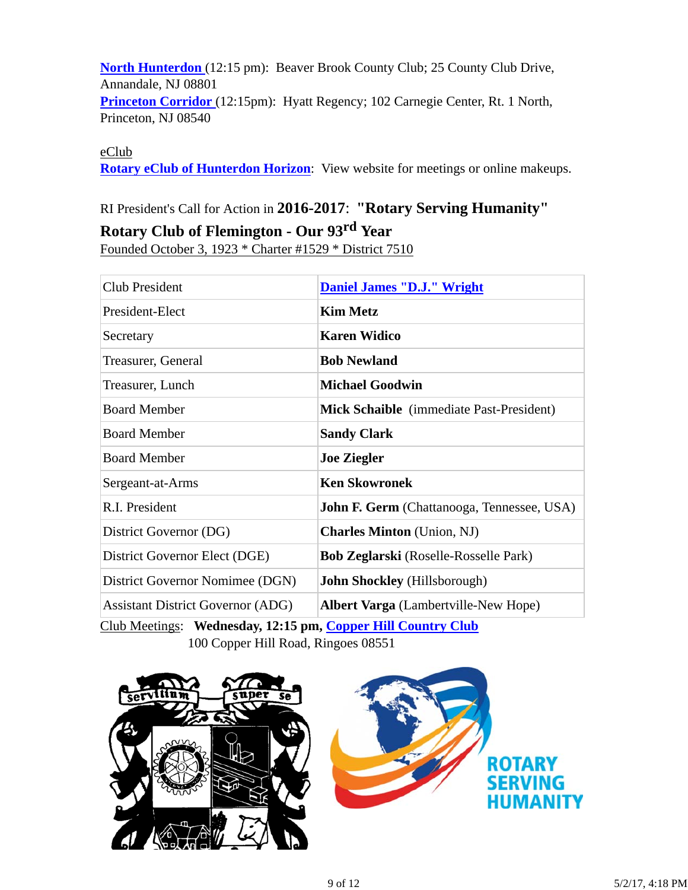**North Hunterdon** (12:15 pm): Beaver Brook County Club; 25 County Club Drive, Annandale, NJ 08801
**Princeton Corridor** (12:15pm): Hyatt Regency; 102 Carnegie Center, Rt. 1 North, Princeton, NJ 08540

eClub
**Rotary eClub of Hunterdon Horizon**: View website for meetings or online makeups.

RI President's Call for Action in **2016-2017**: **"Rotary Serving Humanity"**

## Rotary Club of Flemington - Our 93rd Year

Founded October 3, 1923 * Charter #1529 * District 7510

| | |
|---|---|
| Club President | **Daniel James "D.J." Wright** |
| President-Elect | **Kim Metz** |
| Secretary | **Karen Widico** |
| Treasurer, General | **Bob Newland** |
| Treasurer, Lunch | **Michael Goodwin** |
| Board Member | **Mick Schaible** (immediate Past-President) |
| Board Member | **Sandy Clark** |
| Board Member | **Joe Ziegler** |
| Sergeant-at-Arms | **Ken Skowronek** |
| R.I. President | **John F. Germ** (Chattanooga, Tennessee, USA) |
| District Governor (DG) | **Charles Minton** (Union, NJ) |
| District Governor Elect (DGE) | **Bob Zeglarski** (Roselle-Rosselle Park) |
| District Governor Nomimee (DGN) | **John Shockley** (Hillsborough) |
| Assistant District Governor (ADG) | **Albert Varga** (Lambertville-New Hope) |

Club Meetings: **Wednesday, 12:15 pm, Copper Hill Country Club**
100 Copper Hill Road, Ringoes 08551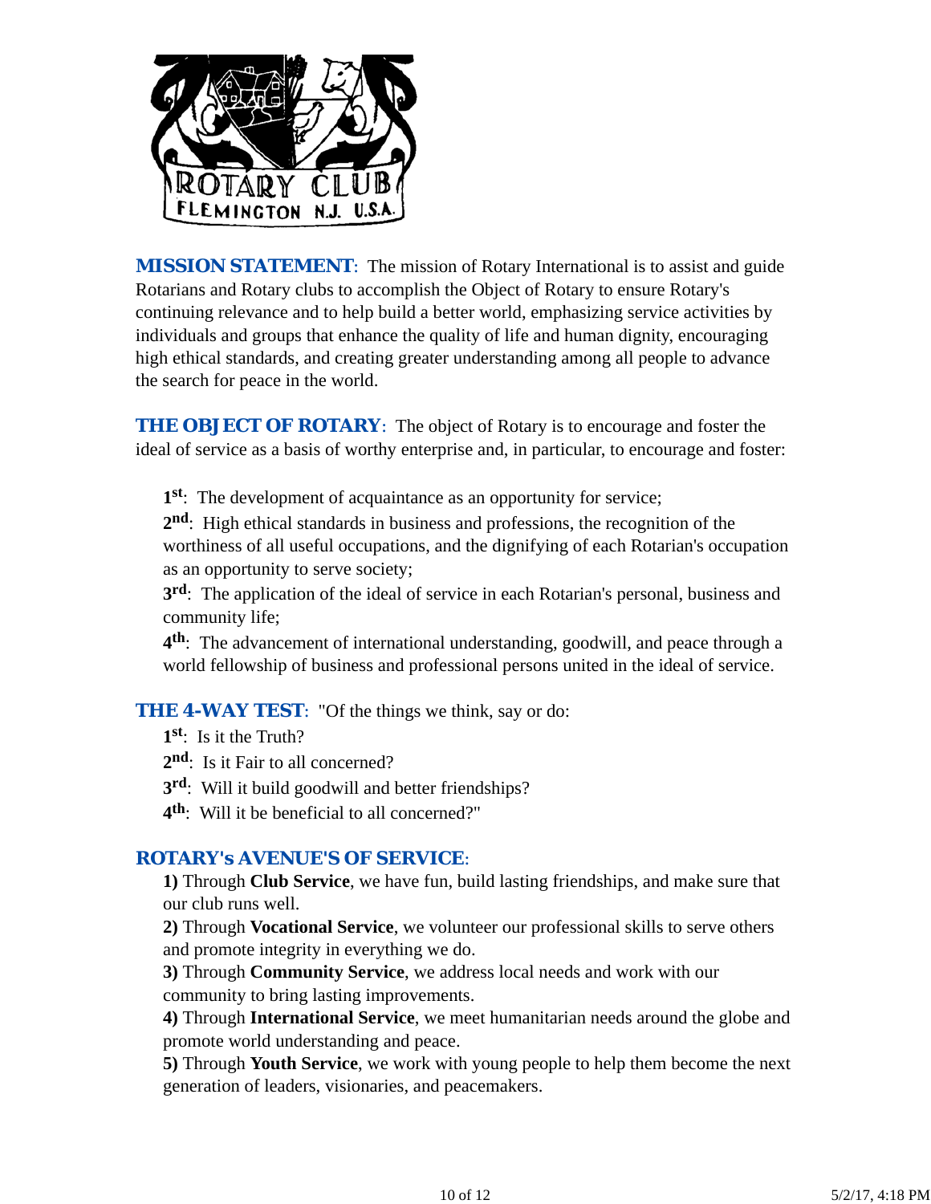**MISSION STATEMENT**: The mission of Rotary International is to assist and guide Rotarians and Rotary clubs to accomplish the Object of Rotary to ensure Rotary's continuing relevance and to help build a better world, emphasizing service activities by individuals and groups that enhance the quality of life and human dignity, encouraging high ethical standards, and creating greater understanding among all people to advance the search for peace in the world.

**THE OBJECT OF ROTARY**: The object of Rotary is to encourage and foster the ideal of service as a basis of worthy enterprise and, in particular, to encourage and foster:

**1st**: The development of acquaintance as an opportunity for service;
**2nd**: High ethical standards in business and professions, the recognition of the worthiness of all useful occupations, and the dignifying of each Rotarian's occupation as an opportunity to serve society;
**3rd**: The application of the ideal of service in each Rotarian's personal, business and community life;
**4th**: The advancement of international understanding, goodwill, and peace through a world fellowship of business and professional persons united in the ideal of service.

**THE 4-WAY TEST**: "Of the things we think, say or do:

**1st**: Is it the Truth?
**2nd**: Is it Fair to all concerned?
**3rd**: Will it build goodwill and better friendships?
**4th**: Will it be beneficial to all concerned?"

**ROTARY's AVENUE'S OF SERVICE**:

**1)** Through **Club Service**, we have fun, build lasting friendships, and make sure that our club runs well.
**2)** Through **Vocational Service**, we volunteer our professional skills to serve others and promote integrity in everything we do.
**3)** Through **Community Service**, we address local needs and work with our community to bring lasting improvements.
**4)** Through **International Service**, we meet humanitarian needs around the globe and promote world understanding and peace.
**5)** Through **Youth Service**, we work with young people to help them become the next generation of leaders, visionaries, and peacemakers.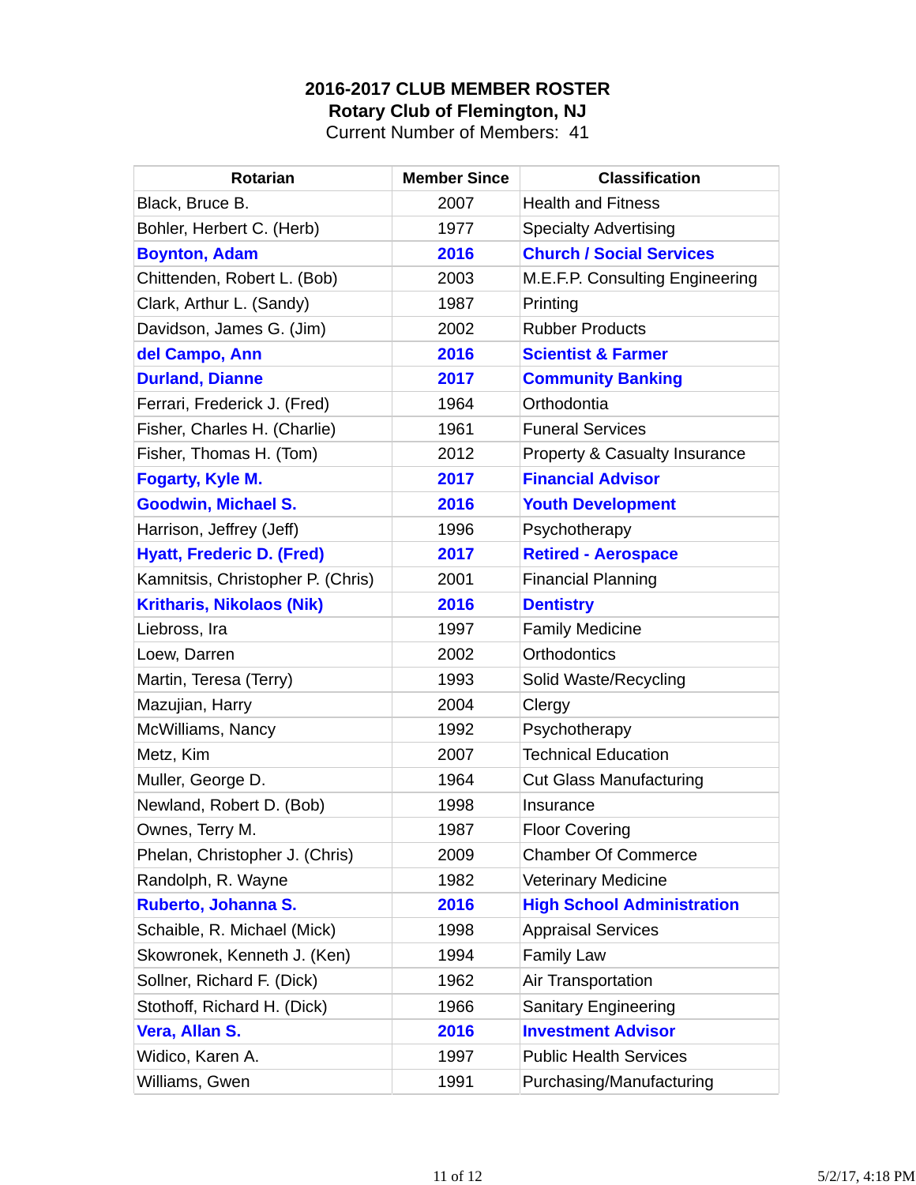**2016-2017 CLUB MEMBER ROSTER**
**Rotary Club of Flemington, NJ**
Current Number of Members: 41

| Rotarian | Member Since | Classification |
|---|---|---|
| Black, Bruce B. | 2007 | Health and Fitness |
| Bohler, Herbert C. (Herb) | 1977 | Specialty Advertising |
| **Boynton, Adam** | **2016** | **Church / Social Services** |
| Chittenden, Robert L. (Bob) | 2003 | M.E.F.P. Consulting Engineering |
| Clark, Arthur L. (Sandy) | 1987 | Printing |
| Davidson, James G. (Jim) | 2002 | Rubber Products |
| **del Campo, Ann** | **2016** | **Scientist & Farmer** |
| **Durland, Dianne** | **2017** | **Community Banking** |
| Ferrari, Frederick J. (Fred) | 1964 | Orthodontia |
| Fisher, Charles H. (Charlie) | 1961 | Funeral Services |
| Fisher, Thomas H. (Tom) | 2012 | Property & Casualty Insurance |
| **Fogarty, Kyle M.** | **2017** | **Financial Advisor** |
| **Goodwin, Michael S.** | **2016** | **Youth Development** |
| Harrison, Jeffrey (Jeff) | 1996 | Psychotherapy |
| **Hyatt, Frederic D. (Fred)** | **2017** | **Retired - Aerospace** |
| Kamnitsis, Christopher P. (Chris) | 2001 | Financial Planning |
| **Kritharis, Nikolaos (Nik)** | **2016** | **Dentistry** |
| Liebross, Ira | 1997 | Family Medicine |
| Loew, Darren | 2002 | Orthodontics |
| Martin, Teresa (Terry) | 1993 | Solid Waste/Recycling |
| Mazujian, Harry | 2004 | Clergy |
| McWilliams, Nancy | 1992 | Psychotherapy |
| Metz, Kim | 2007 | Technical Education |
| Muller, George D. | 1964 | Cut Glass Manufacturing |
| Newland, Robert D. (Bob) | 1998 | Insurance |
| Ownes, Terry M. | 1987 | Floor Covering |
| Phelan, Christopher J. (Chris) | 2009 | Chamber Of Commerce |
| Randolph, R. Wayne | 1982 | Veterinary Medicine |
| **Ruberto, Johanna S.** | **2016** | **High School Administration** |
| Schaible, R. Michael (Mick) | 1998 | Appraisal Services |
| Skowronek, Kenneth J. (Ken) | 1994 | Family Law |
| Sollner, Richard F. (Dick) | 1962 | Air Transportation |
| Stothoff, Richard H. (Dick) | 1966 | Sanitary Engineering |
| **Vera, Allan S.** | **2016** | **Investment Advisor** |
| Widico, Karen A. | 1997 | Public Health Services |
| Williams, Gwen | 1991 | Purchasing/Manufacturing |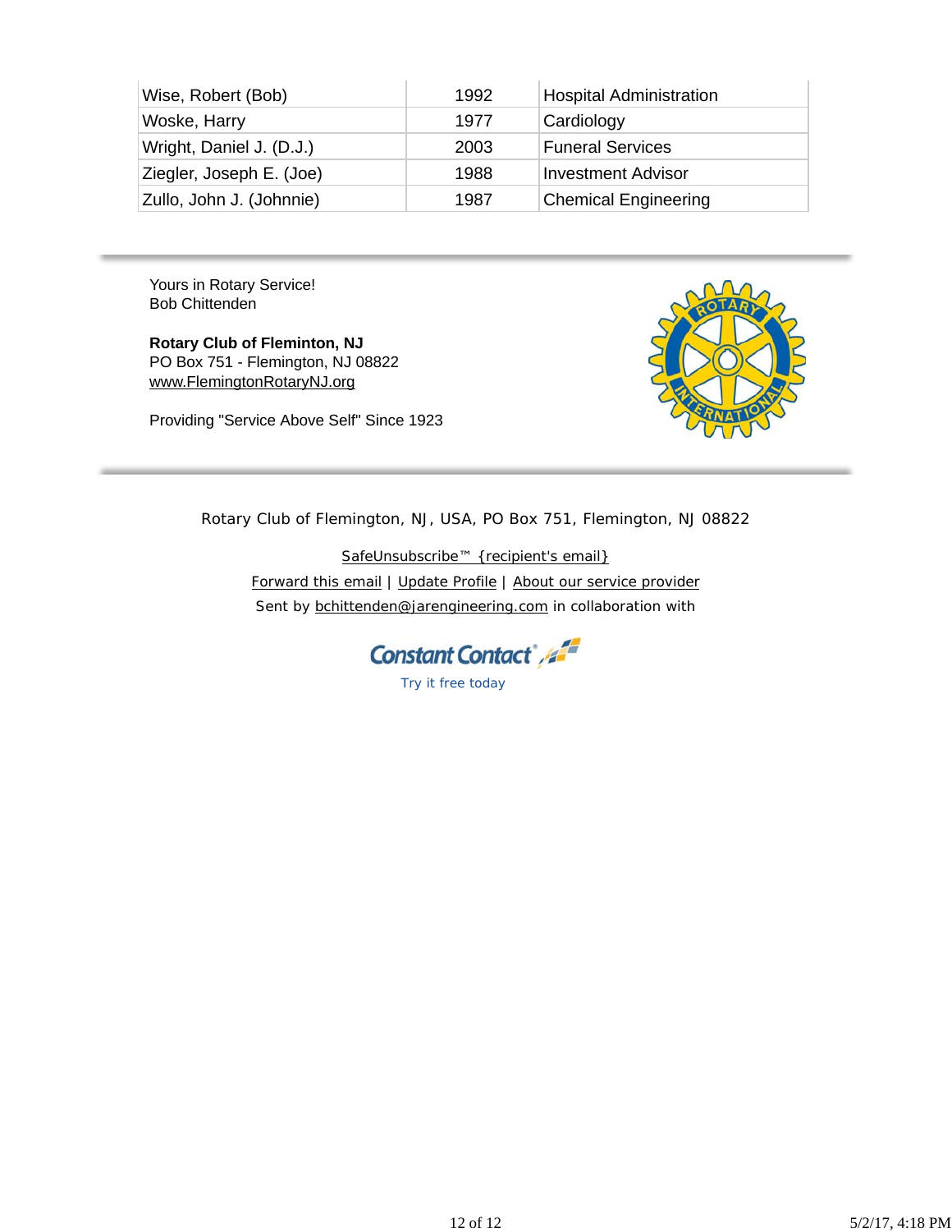| | | |
|---|---|---|
| Wise, Robert (Bob) | 1992 | Hospital Administration |
| Woske, Harry | 1977 | Cardiology |
| Wright, Daniel J. (D.J.) | 2003 | Funeral Services |
| Ziegler, Joseph E. (Joe) | 1988 | Investment Advisor |
| Zullo, John J. (Johnnie) | 1987 | Chemical Engineering |

---

Yours in Rotary Service!
Bob Chittenden

**Rotary Club of Fleminton, NJ**
PO Box 751 - Flemington, NJ 08822
www.FlemingtonRotaryNJ.org

Providing "Service Above Self" Since 1923

---

Rotary Club of Flemington, NJ, USA, PO Box 751, Flemington, NJ 08822

SafeUnsubscribe™ {recipient's email}

Forward this email | Update Profile | About our service provider

Sent by bchittenden@jarengineering.com in collaboration with

Constant Contact

Try it free today